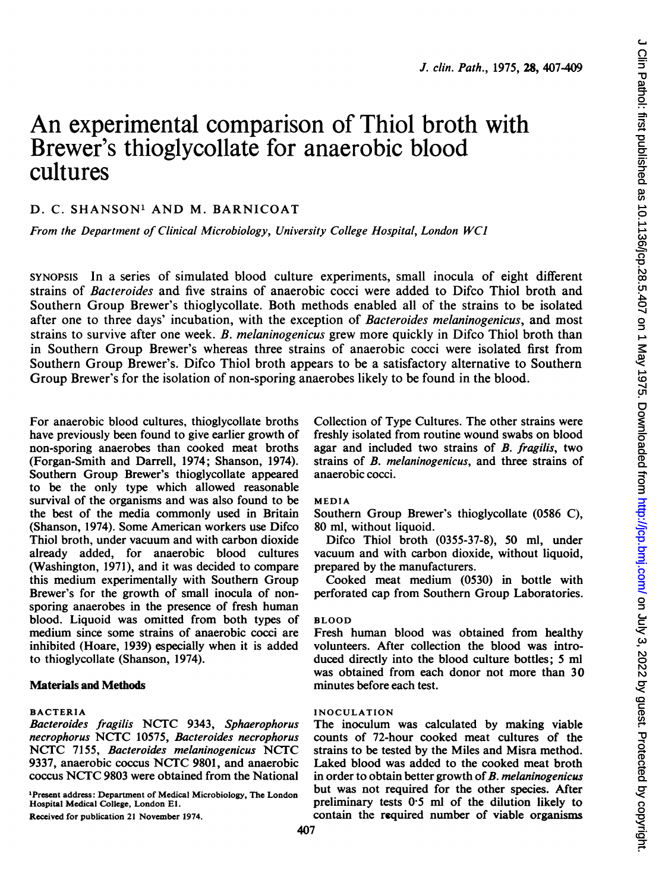# An experimental comparison of Thiol broth with Brewer's thioglycollate for anaerobic blood cultures

D. C. SHANSON[1] AND M. BARNICOAT

*From the Department of Clinical Microbiology, University College Hospital, London WC1*

SYNOPSIS In a series of simulated blood culture experiments, small inocula of eight different strains of *Bacteroides* and five strains of anaerobic cocci were added to Difco Thiol broth and Southern Group Brewer's thioglycollate. Both methods enabled all of the strains to be isolated after one to three days' incubation, with the exception of *Bacteroides melaninogenicus*, and most strains to survive after one week. *B. melaninogenicus* grew more quickly in Difco Thiol broth than in Southern Group Brewer's whereas three strains of anaerobic cocci were isolated first from Southern Group Brewer's. Difco Thiol broth appears to be a satisfactory alternative to Southern Group Brewer's for the isolation of non-sporing anaerobes likely to be found in the blood.

For anaerobic blood cultures, thioglycollate broths have previously been found to give earlier growth of non-sporing anaerobes than cooked meat broths (Forgan-Smith and Darrell, 1974; Shanson, 1974). Southern Group Brewer's thioglycollate appeared to be the only type which allowed reasonable survival of the organisms and was also found to be the best of the media commonly used in Britain (Shanson, 1974). Some American workers use Difco Thiol broth, under vacuum and with carbon dioxide already added, for anaerobic blood cultures (Washington, 1971), and it was decided to compare this medium experimentally with Southern Group Brewer's for the growth of small inocula of non-sporing anaerobes in the presence of fresh human blood. Liquoid was omitted from both types of medium since some strains of anaerobic cocci are inhibited (Hoare, 1939) especially when it is added to thioglycollate (Shanson, 1974).

## Materials and Methods

### BACTERIA

*Bacteroides fragilis* NCTC 9343, *Sphaerophorus necrophorus* NCTC 10575, *Bacteroides necrophorus* NCTC 7155, *Bacteroides melaninogenicus* NCTC 9337, anaerobic coccus NCTC 9801, and anaerobic coccus NCTC 9803 were obtained from the National Collection of Type Cultures. The other strains were freshly isolated from routine wound swabs on blood agar and included two strains of *B. fragilis*, two strains of *B. melaninogenicus*, and three strains of anaerobic cocci.

### MEDIA

Southern Group Brewer's thioglycollate (0586 C), 80 ml, without liquoid.

Difco Thiol broth (0355-37-8), 50 ml, under vacuum and with carbon dioxide, without liquoid, prepared by the manufacturers.

Cooked meat medium (0530) in bottle with perforated cap from Southern Group Laboratories.

### BLOOD

Fresh human blood was obtained from healthy volunteers. After collection the blood was introduced directly into the blood culture bottles; 5 ml was obtained from each donor not more than 30 minutes before each test.

### INOCULATION

The inoculum was calculated by making viable counts of 72-hour cooked meat cultures of the strains to be tested by the Miles and Misra method. Laked blood was added to the cooked meat broth in order to obtain better growth of *B. melaninogenicus* but was not required for the other species. After preliminary tests 0·5 ml of the dilution likely to contain the required number of viable organisms

[1]Present address: Department of Medical Microbiology, The London Hospital Medical College, London E1.

Received for publication 21 November 1974.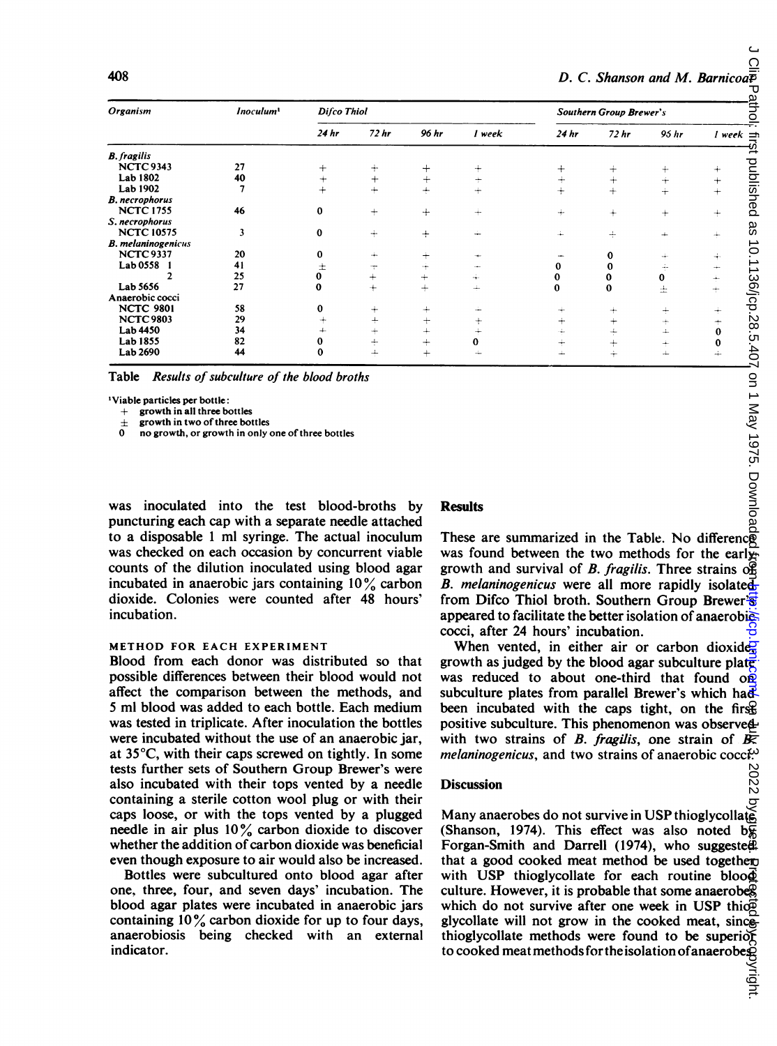| Organism | Inoculum[1] | Difco Thiol | | | | Southern Group Brewer's | | | |
|---|---|---|---|---|---|---|---|---|---|
| | | 24 hr | 72 hr | 96 hr | 1 week | 24 hr | 72 hr | 96 hr | 1 week |
| *B. fragilis* | | | | | | | | | |
| NCTC 9343 | 27 | + | + | + | + | + | + | + | + |
| Lab 1802 | 40 | + | + | + | + | + | + | + | + |
| Lab 1902 | 7 | + | + | + | + | + | + | + | + |
| *B. necrophorus* | | | | | | | | | |
| NCTC 1755 | 46 | 0 | + | + | + | + | + | + | + |
| *S. necrophorus* | | | | | | | | | |
| NCTC 10575 | 3 | 0 | + | + | + | + | + | + | + |
| *B. melaninogenicus* | | | | | | | | | |
| NCTC 9337 | 20 | 0 | + | + | + | + | 0 | + | + |
| Lab 0558 1 | 41 | ± | + | + | + | 0 | 0 | + | + |
| 2 | 25 | 0 | + | + | + | 0 | 0 | 0 | + |
| Lab 5656 | 27 | 0 | + | + | + | 0 | 0 | ± | + |
| Anaerobic cocci | | | | | | | | | |
| NCTC 9801 | 58 | 0 | + | + | + | + | + | + | + |
| NCTC 9803 | 29 | + | + | + | + | + | + | + | + |
| Lab 4450 | 34 | + | + | + | + | + | + | + | 0 |
| Lab 1855 | 82 | 0 | + | + | 0 | + | + | + | 0 |
| Lab 2690 | 44 | 0 | + | + | + | + | + | + | + |

Table *Results of subculture of the blood broths*

[1]Viable particles per bottle:
+ growth in all three bottles
± growth in two of three bottles
0 no growth, or growth in only one of three bottles

was inoculated into the test blood-broths by puncturing each cap with a separate needle attached to a disposable 1 ml syringe. The actual inoculum was checked on each occasion by concurrent viable counts of the dilution inoculated using blood agar incubated in anaerobic jars containing 10% carbon dioxide. Colonies were counted after 48 hours' incubation.

### METHOD FOR EACH EXPERIMENT

Blood from each donor was distributed so that possible differences between their blood would not affect the comparison between the methods, and 5 ml blood was added to each bottle. Each medium was tested in triplicate. After inoculation the bottles were incubated without the use of an anaerobic jar, at 35°C, with their caps screwed on tightly. In some tests further sets of Southern Group Brewer's were also incubated with their tops vented by a needle containing a sterile cotton wool plug or with their caps loose, or with the tops vented by a plugged needle in air plus 10% carbon dioxide to discover whether the addition of carbon dioxide was beneficial even though exposure to air would also be increased.

Bottles were subcultured onto blood agar after one, three, four, and seven days' incubation. The blood agar plates were incubated in anaerobic jars containing 10% carbon dioxide for up to four days, anaerobiosis being checked with an external indicator.

## Results

These are summarized in the Table. No difference was found between the two methods for the early growth and survival of *B. fragilis*. Three strains of *B. melaninogenicus* were all more rapidly isolated from Difco Thiol broth. Southern Group Brewer's appeared to facilitate the better isolation of anaerobic cocci, after 24 hours' incubation.

When vented, in either air or carbon dioxide, growth as judged by the blood agar subculture plate was reduced to about one-third that found on subculture plates from parallel Brewer's which had been incubated with the caps tight, on the first positive subculture. This phenomenon was observed with two strains of *B. fragilis*, one strain of *B. melaninogenicus*, and two strains of anaerobic cocci.

## Discussion

Many anaerobes do not survive in USP thioglycollate (Shanson, 1974). This effect was also noted by Forgan-Smith and Darrell (1974), who suggested that a good cooked meat method be used together with USP thioglycollate for each routine blood culture. However, it is probable that some anaerobes which do not survive after one week in USP thioglycollate will not grow in the cooked meat, since thioglycollate methods were found to be superior to cooked meat methods for the isolation of anaerobes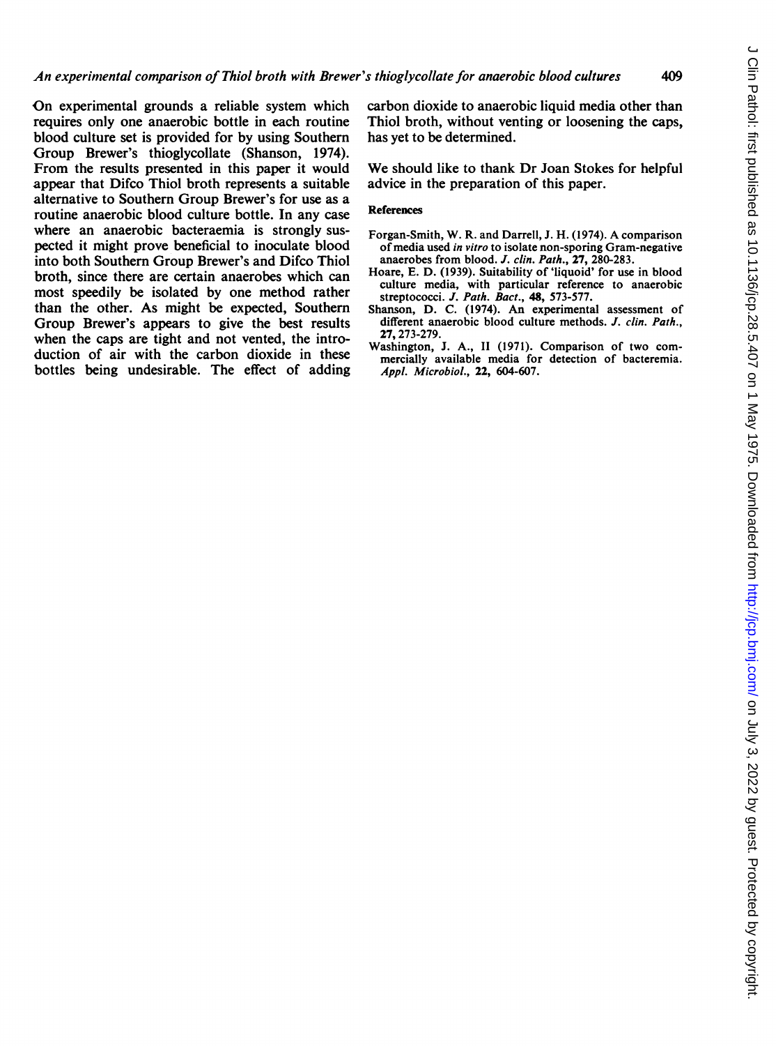On experimental grounds a reliable system which requires only one anaerobic bottle in each routine blood culture set is provided for by using Southern Group Brewer's thioglycollate (Shanson, 1974). From the results presented in this paper it would appear that Difco Thiol broth represents a suitable alternative to Southern Group Brewer's for use as a routine anaerobic blood culture bottle. In any case where an anaerobic bacteraemia is strongly suspected it might prove beneficial to inoculate blood into both Southern Group Brewer's and Difco Thiol broth, since there are certain anaerobes which can most speedily be isolated by one method rather than the other. As might be expected, Southern Group Brewer's appears to give the best results when the caps are tight and not vented, the introduction of air with the carbon dioxide in these bottles being undesirable. The effect of adding carbon dioxide to anaerobic liquid media other than Thiol broth, without venting or loosening the caps, has yet to be determined.

We should like to thank Dr Joan Stokes for helpful advice in the preparation of this paper.

#### References

Forgan-Smith, W. R. and Darrell, J. H. (1974). A comparison of media used *in vitro* to isolate non-sporing Gram-negative anaerobes from blood. *J. clin. Path.*, **27**, 280-283.

Hoare, E. D. (1939). Suitability of 'liquoid' for use in blood culture media, with particular reference to anaerobic streptococci. *J. Path. Bact.*, **48**, 573-577.

Shanson, D. C. (1974). An experimental assessment of different anaerobic blood culture methods. *J. clin. Path.*, **27**, 273-279.

Washington, J. A., II (1971). Comparison of two commercially available media for detection of bacteremia. *Appl. Microbiol.*, **22**, 604-607.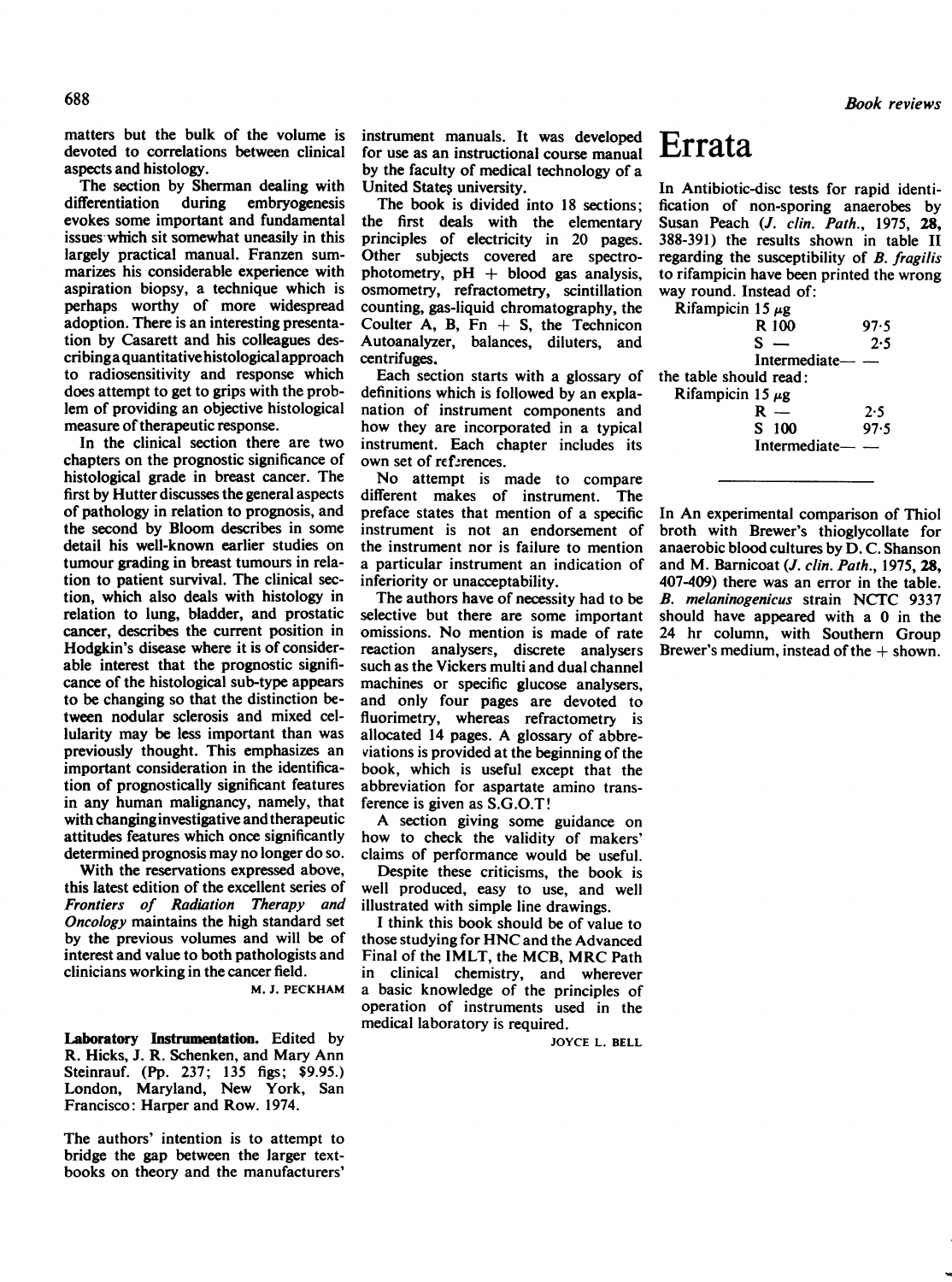matters but the bulk of the volume is devoted to correlations between clinical aspects and histology.

The section by Sherman dealing with differentiation during embryogenesis evokes some important and fundamental issues which sit somewhat uneasily in this largely practical manual. Franzen summarizes his considerable experience with aspiration biopsy, a technique which is perhaps worthy of more widespread adoption. There is an interesting presentation by Casarett and his colleagues describing a quantitative histological approach to radiosensitivity and response which does attempt to get to grips with the problem of providing an objective histological measure of therapeutic response.

In the clinical section there are two chapters on the prognostic significance of histological grade in breast cancer. The first by Hutter discusses the general aspects of pathology in relation to prognosis, and the second by Bloom describes in some detail his well-known earlier studies on tumour grading in breast tumours in relation to patient survival. The clinical section, which also deals with histology in relation to lung, bladder, and prostatic cancer, describes the current position in Hodgkin's disease where it is of considerable interest that the prognostic significance of the histological sub-type appears to be changing so that the distinction between nodular sclerosis and mixed cellularity may be less important than was previously thought. This emphasizes an important consideration in the identification of prognostically significant features in any human malignancy, namely, that with changing investigative and therapeutic attitudes features which once significantly determined prognosis may no longer do so.

With the reservations expressed above, this latest edition of the excellent series of *Frontiers of Radiation Therapy and Oncology* maintains the high standard set by the previous volumes and will be of interest and value to both pathologists and clinicians working in the cancer field.

M. J. PECKHAM

**Laboratory Instrumentation.** Edited by R. Hicks, J. R. Schenken, and Mary Ann Steinrauf. (Pp. 237; 135 figs; $9.95.) London, Maryland, New York, San Francisco: Harper and Row. 1974.

The authors' intention is to attempt to bridge the gap between the larger textbooks on theory and the manufacturers' instrument manuals. It was developed for use as an instructional course manual by the faculty of medical technology of a United States university.

The book is divided into 18 sections; the first deals with the elementary principles of electricity in 20 pages. Other subjects covered are spectrophotometry, pH + blood gas analysis, osmometry, refractometry, scintillation counting, gas-liquid chromatography, the Coulter A, B, Fn + S, the Technicon Autoanalyzer, balances, diluters, and centrifuges.

Each section starts with a glossary of definitions which is followed by an explanation of instrument components and how they are incorporated in a typical instrument. Each chapter includes its own set of references.

No attempt is made to compare different makes of instrument. The preface states that mention of a specific instrument is not an endorsement of the instrument nor is failure to mention a particular instrument an indication of inferiority or unacceptability.

The authors have of necessity had to be selective but there are some important omissions. No mention is made of rate reaction analysers, discrete analysers such as the Vickers multi and dual channel machines or specific glucose analysers, and only four pages are devoted to fluorimetry, whereas refractometry is allocated 14 pages. A glossary of abbreviations is provided at the beginning of the book, which is useful except that the abbreviation for aspartate amino transference is given as S.G.O.T!

A section giving some guidance on how to check the validity of makers' claims of performance would be useful.

Despite these criticisms, the book is well produced, easy to use, and well illustrated with simple line drawings.

I think this book should be of value to those studying for HNC and the Advanced Final of the IMLT, the MCB, MRC Path in clinical chemistry, and wherever a basic knowledge of the principles of operation of instruments used in the medical laboratory is required.

JOYCE L. BELL

# Errata

In Antibiotic-disc tests for rapid identification of non-sporing anaerobes by Susan Peach (*J. clin. Path.*, 1975, **28**, 388-391) the results shown in table II regarding the susceptibility of *B. fragilis* to rifampicin have been printed the wrong way round. Instead of:

| | | |
|---|---|---|
| Rifampicin 15 μg | | |
| | R 100 | 97·5 |
| | S — | 2·5 |
| | Intermediate— | — |

the table should read:

| | | |
|---|---|---|
| Rifampicin 15 μg | | |
| | R — | 2·5 |
| | S 100 | 97·5 |
| | Intermediate— | — |

---

In An experimental comparison of Thiol broth with Brewer's thioglycollate for anaerobic blood cultures by D. C. Shanson and M. Barnicoat (*J. clin. Path.*, 1975, **28**, 407-409) there was an error in the table. *B. melaninogenicus* strain NCTC 9337 should have appeared with a 0 in the 24 hr column, with Southern Group Brewer's medium, instead of the + shown.